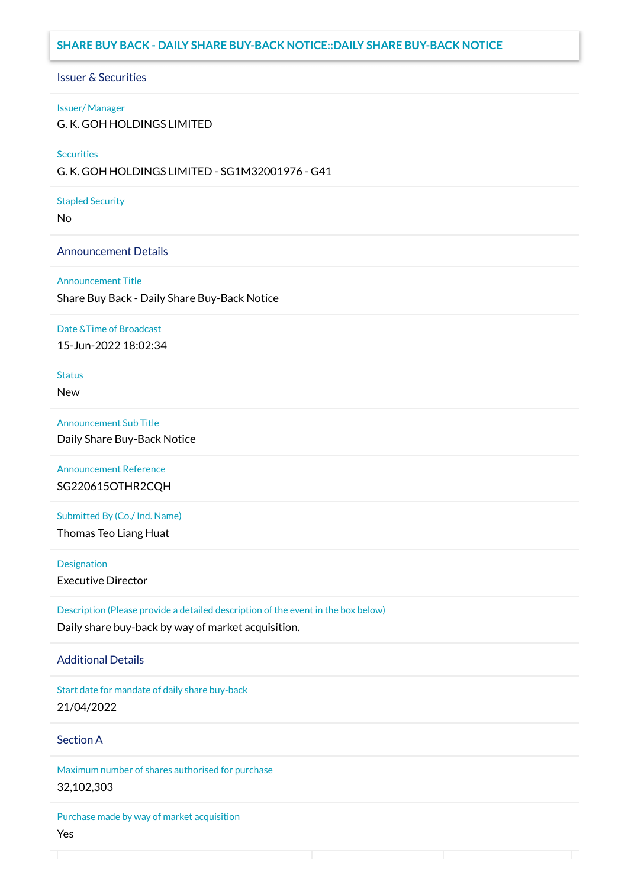## SHARE BUY BACK - DAILY SHARE BUY-BACK NOTICE::DAILY SHARE BUY-BACK NOTICE

### Issuer & Securities

**Issuer/ Manager**

G. K. GOH HOLDINGS LIMITED

**Securities**

G. K. GOH HOLDINGS LIMITED - SG1M32001976 - G41

**Stapled Security**

No

### Announcement Details

**Announcement Title**

Share Buy Back - Daily Share Buy-Back Notice

**Date &Time of Broadcast**

15-Jun-2022 18:02:34

**Status**

New

**Announcement Sub Title**

Daily Share Buy-Back Notice

**Announcement Reference**

SG220615OTHR2CQH

**Submitted By (Co./ Ind. Name)**

Thomas Teo Liang Huat

**Designation**

Executive Director

**Description (Please provide a detailed description of the event in the box below)**

Daily share buy-back by way of market acquisition.

### Additional Details

**Start date for mandate of daily share buy-back**

21/04/2022

### Section A

**Maximum number of shares authorised for purchase**

32,102,303

**Purchase made by way of market acquisition**

Yes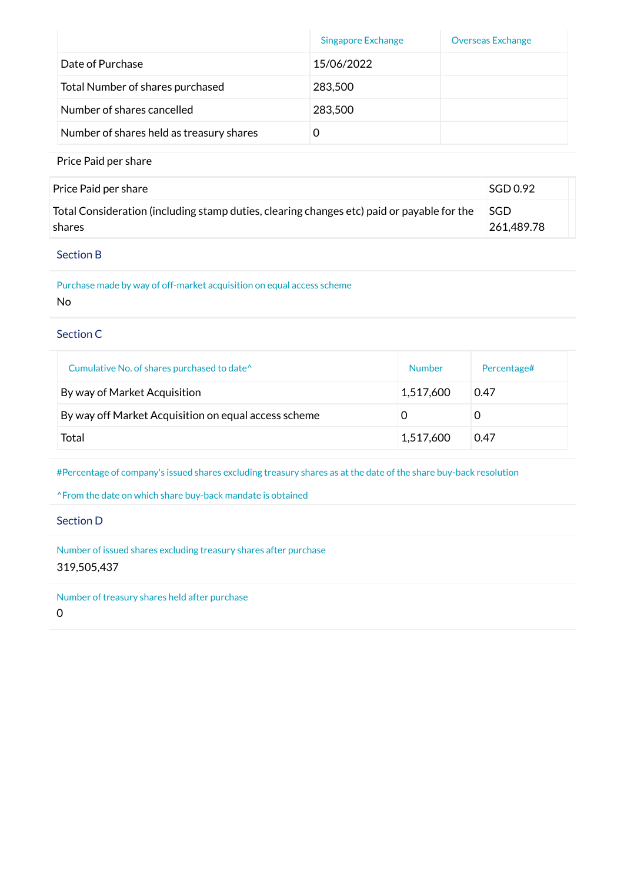| | Singapore Exchange | Overseas Exchange |
|---|---|---|
| Date of Purchase | 15/06/2022 | |
| Total Number of shares purchased | 283,500 | |
| Number of shares cancelled | 283,500 | |
| Number of shares held as treasury shares | 0 | |

Price Paid per share

| | |
|---|---|
| Price Paid per share | SGD 0.92 |
| Total Consideration (including stamp duties, clearing changes etc) paid or payable for the shares | SGD 261,489.78 |

## Section B

Purchase made by way of off-market acquisition on equal access scheme

No

## Section C

| Cumulative No. of shares purchased to date^ | Number | Percentage# |
|---|---|---|
| By way of Market Acquisition | 1,517,600 | 0.47 |
| By way off Market Acquisition on equal access scheme | 0 | 0 |
| Total | 1,517,600 | 0.47 |

#Percentage of company's issued shares excluding treasury shares as at the date of the share buy-back resolution

^From the date on which share buy-back mandate is obtained

## Section D

Number of issued shares excluding treasury shares after purchase

319,505,437

Number of treasury shares held after purchase

0